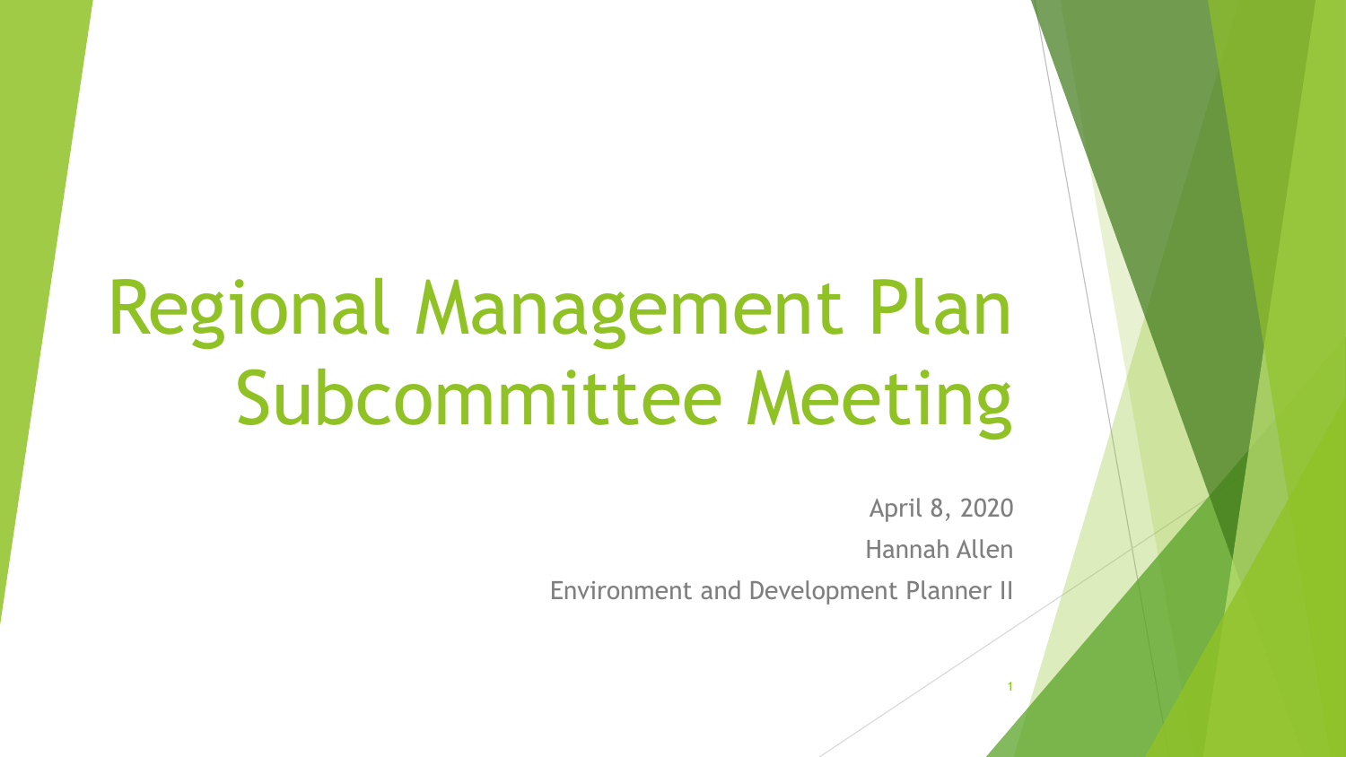# Regional Management Plan Subcommittee Meeting

April 8, 2020

Hannah Allen

Environment and Development Planner II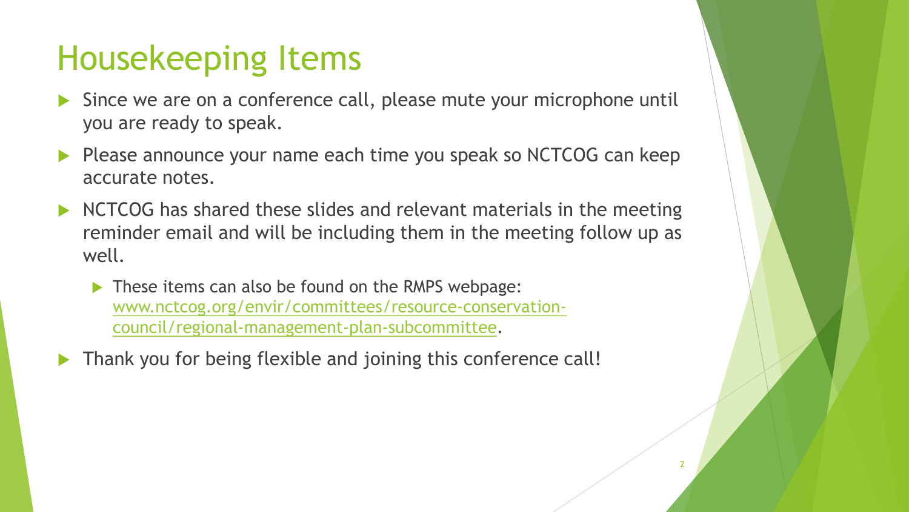# Housekeeping Items

- Since we are on a conference call, please mute your microphone until you are ready to speak.
- Please announce your name each time you speak so NCTCOG can keep accurate notes.
- NCTCOG has shared these slides and relevant materials in the meeting reminder email and will be including them in the meeting follow up as well.
  - These items can also be found on the RMPS webpage: [www.nctcog.org/envir/committees/resource-conservation-council/regional-management-plan-subcommittee](www.nctcog.org/envir/committees/resource-conservation-council/regional-management-plan-subcommittee).
- Thank you for being flexible and joining this conference call!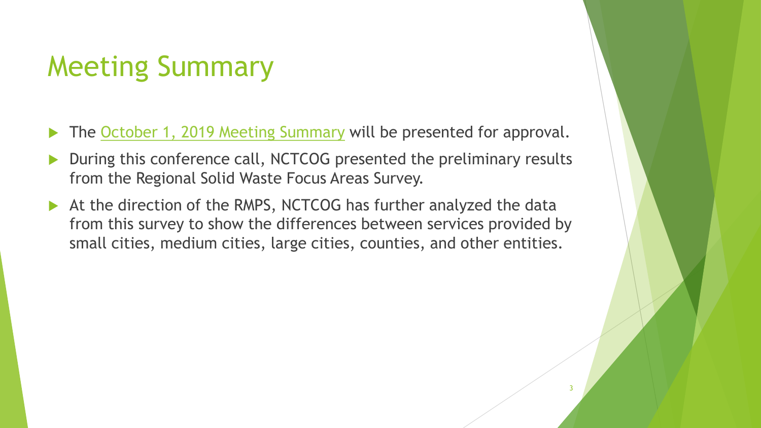# Meeting Summary

- The October 1, 2019 Meeting Summary will be presented for approval.
- During this conference call, NCTCOG presented the preliminary results from the Regional Solid Waste Focus Areas Survey.
- At the direction of the RMPS, NCTCOG has further analyzed the data from this survey to show the differences between services provided by small cities, medium cities, large cities, counties, and other entities.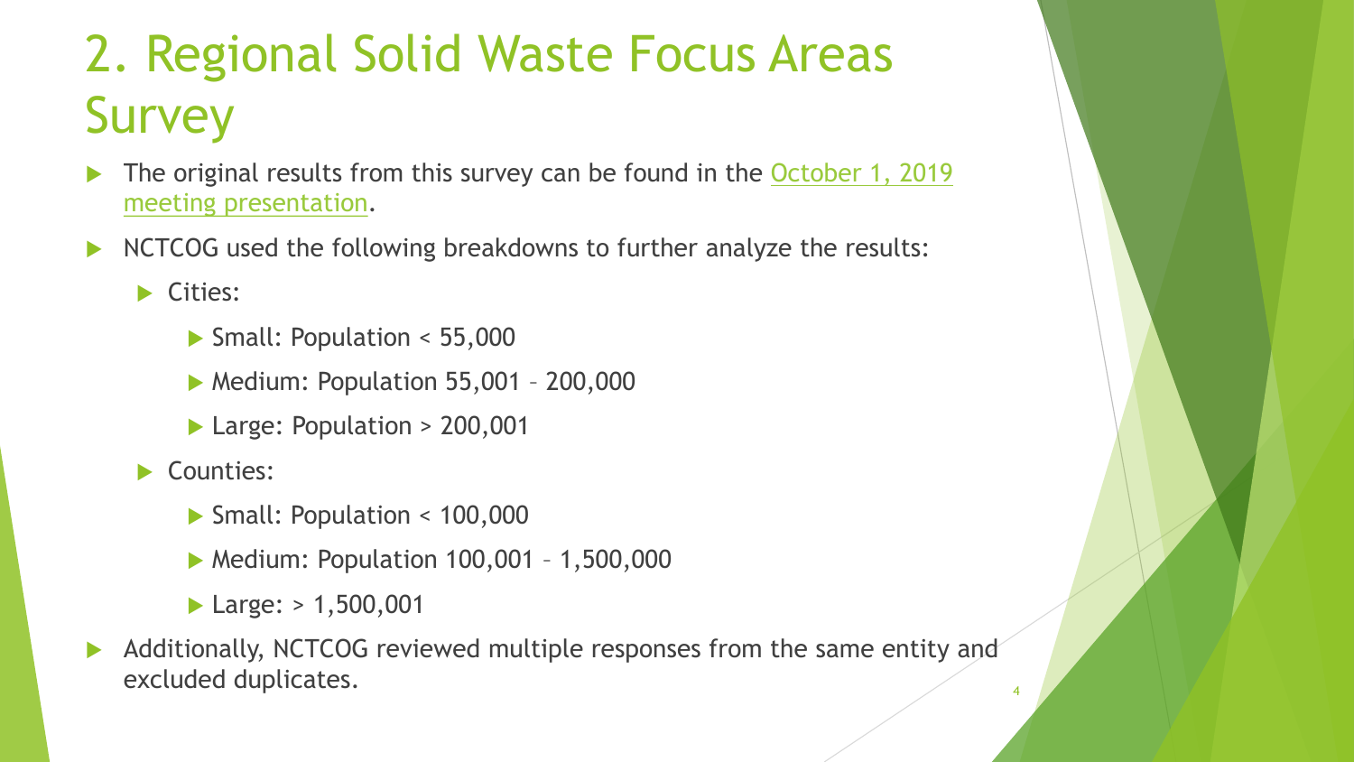# 2. Regional Solid Waste Focus Areas Survey

- The original results from this survey can be found in the October 1, 2019 meeting presentation.
- NCTCOG used the following breakdowns to further analyze the results:
  - Cities:
    - Small: Population < 55,000
    - Medium: Population 55,001 – 200,000
    - Large: Population > 200,001
  - Counties:
    - Small: Population < 100,000
    - Medium: Population 100,001 – 1,500,000
    - Large: > 1,500,001
- Additionally, NCTCOG reviewed multiple responses from the same entity and excluded duplicates.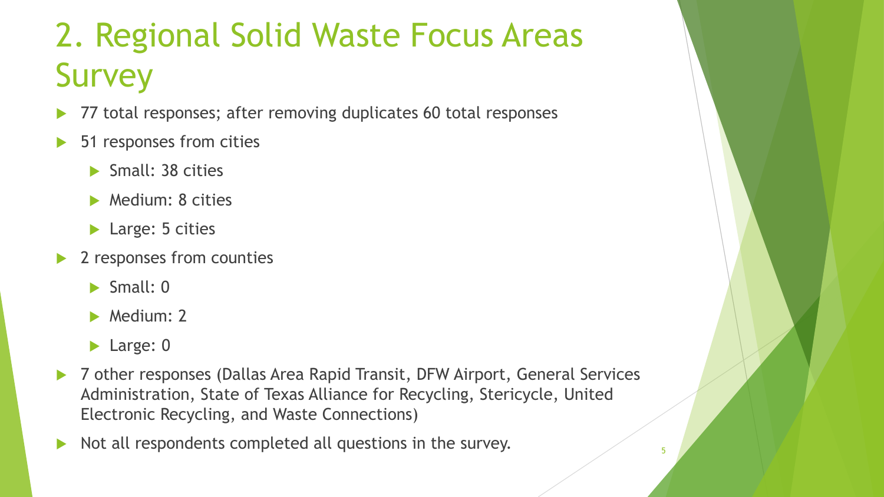# 2. Regional Solid Waste Focus Areas Survey

- 77 total responses; after removing duplicates 60 total responses
- 51 responses from cities
  - Small: 38 cities
  - Medium: 8 cities
  - Large: 5 cities
- 2 responses from counties
  - Small: 0
  - Medium: 2
  - Large: 0
- 7 other responses (Dallas Area Rapid Transit, DFW Airport, General Services Administration, State of Texas Alliance for Recycling, Stericycle, United Electronic Recycling, and Waste Connections)
- Not all respondents completed all questions in the survey.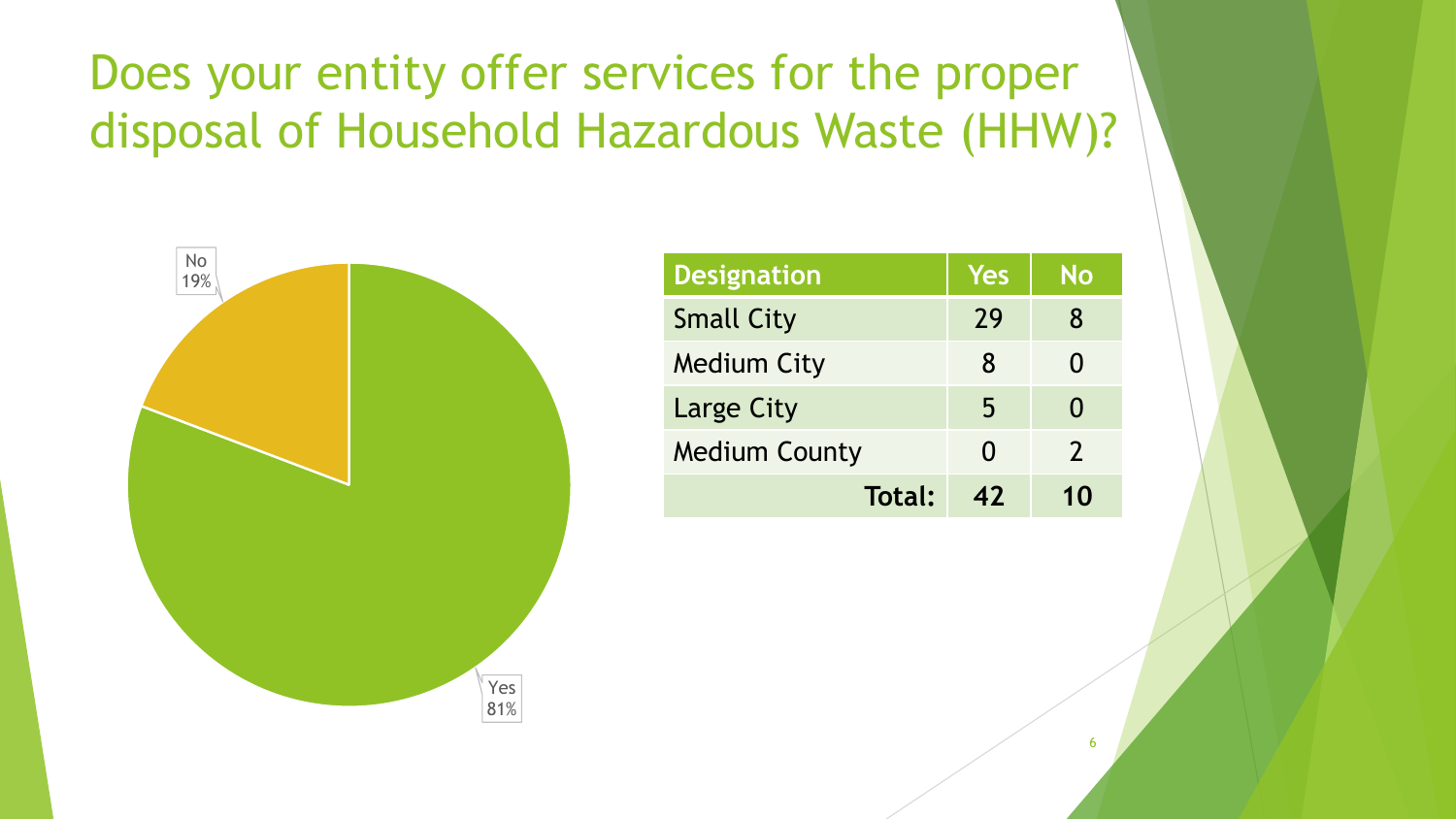# Does your entity offer services for the proper disposal of Household Hazardous Waste (HHW)?

No 19%

Yes 81%

| Designation | Yes | No |
|---|---|---|
| Small City | 29 | 8 |
| Medium City | 8 | 0 |
| Large City | 5 | 0 |
| Medium County | 0 | 2 |
| **Total:** | **42** | **10** |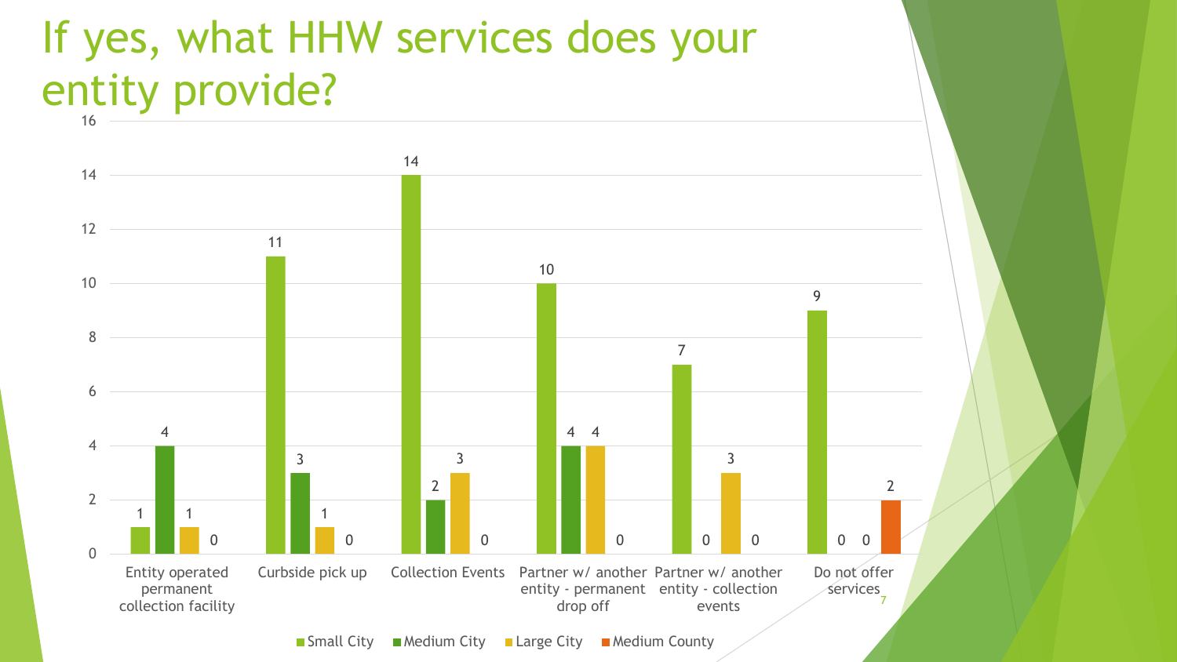# If yes, what HHW services does your entity provide?

| | Small City | Medium City | Large City | Medium County |
|---|---|---|---|---|
| Entity operated permanent collection facility | 1 | 4 | 1 | 0 |
| Curbside pick up | 11 | 3 | 1 | 0 |
| Collection Events | 14 | 2 | 3 | 0 |
| Partner w/ another entity - permanent drop off | 10 | 4 | 4 | 0 |
| Partner w/ another entity - collection events | 7 | 0 | 3 | 0 |
| Do not offer services | 9 | 0 | 0 | 2 |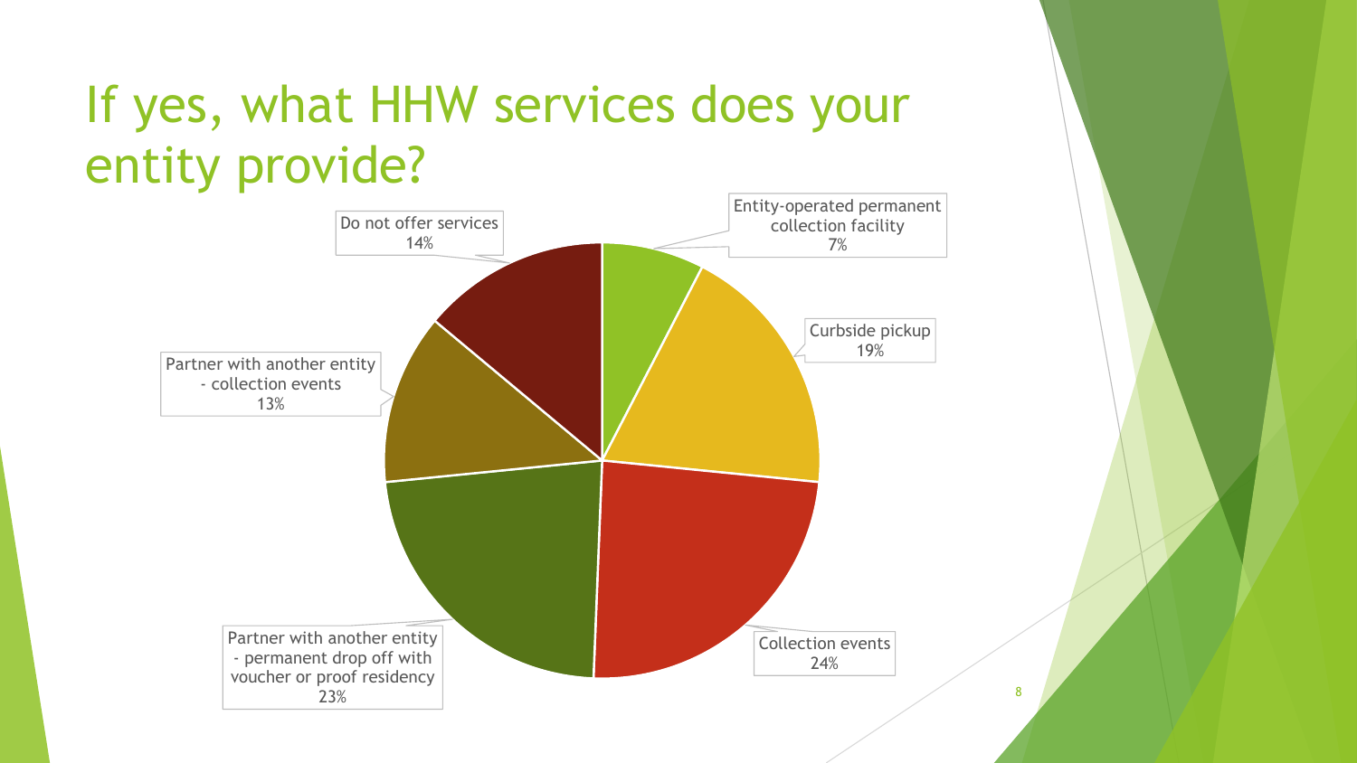# If yes, what HHW services does your entity provide?

- Entity-operated permanent collection facility: 7%
- Curbside pickup: 19%
- Collection events: 24%
- Partner with another entity - permanent drop off with voucher or proof residency: 23%
- Partner with another entity - collection events: 13%
- Do not offer services: 14%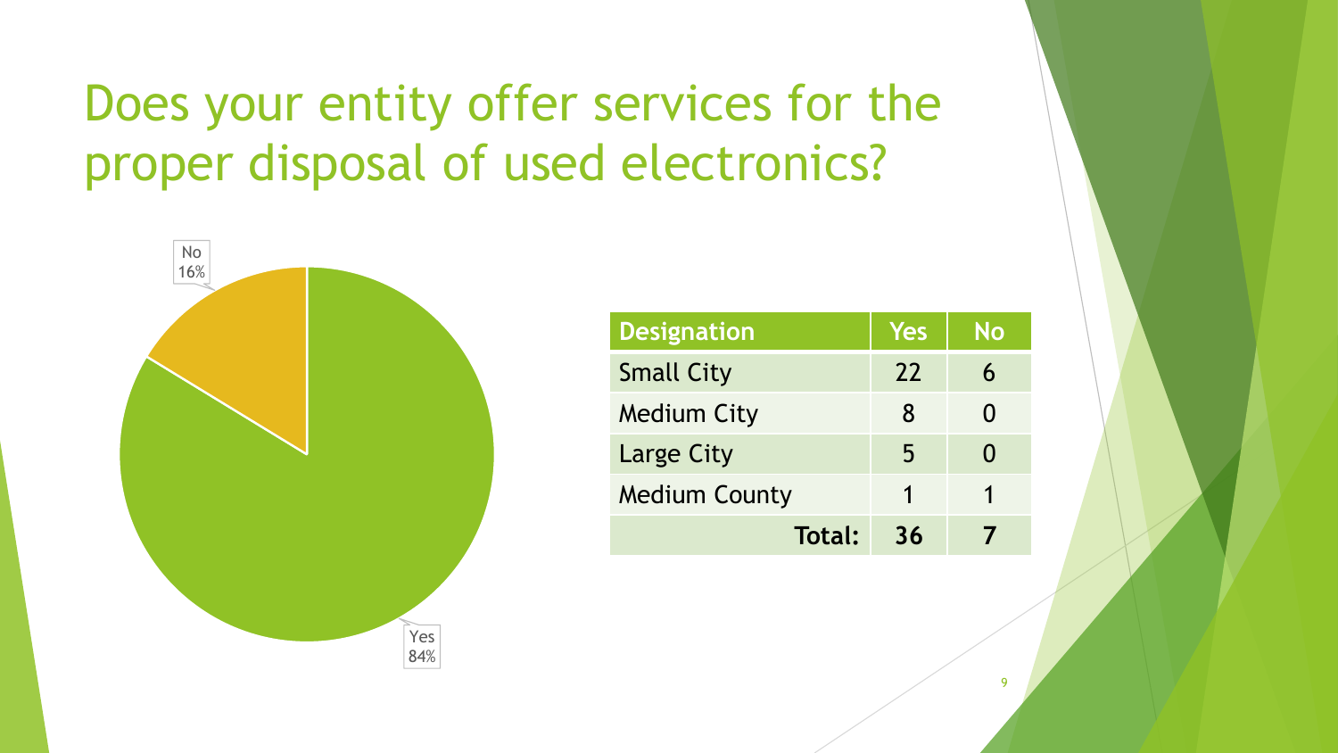# Does your entity offer services for the proper disposal of used electronics?

No 16%

Yes 84%

| Designation | Yes | No |
| --- | --- | --- |
| Small City | 22 | 6 |
| Medium City | 8 | 0 |
| Large City | 5 | 0 |
| Medium County | 1 | 1 |
| **Total:** | **36** | **7** |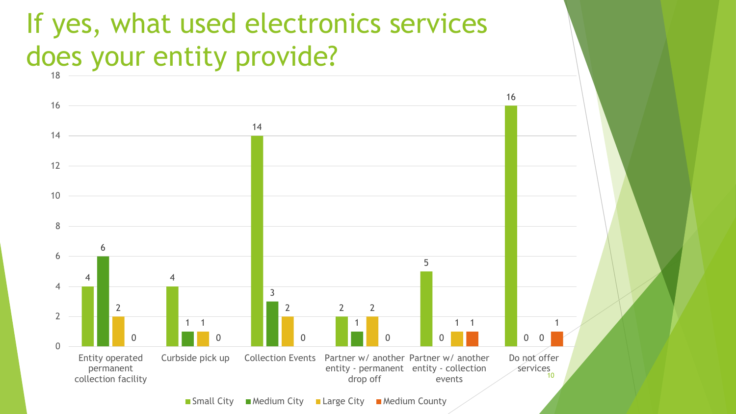# If yes, what used electronics services does your entity provide?

| | Small City | Medium City | Large City | Medium County |
|---|---|---|---|---|
| Entity operated permanent collection facility | 4 | 6 | 2 | 0 |
| Curbside pick up | 4 | 1 | 1 | 0 |
| Collection Events | 14 | 3 | 2 | 0 |
| Partner w/ another entity - permanent drop off | 2 | 1 | 2 | 0 |
| Partner w/ another entity - collection events | 5 | 0 | 1 | 1 |
| Do not offer services | 16 | 0 | 0 | 1 |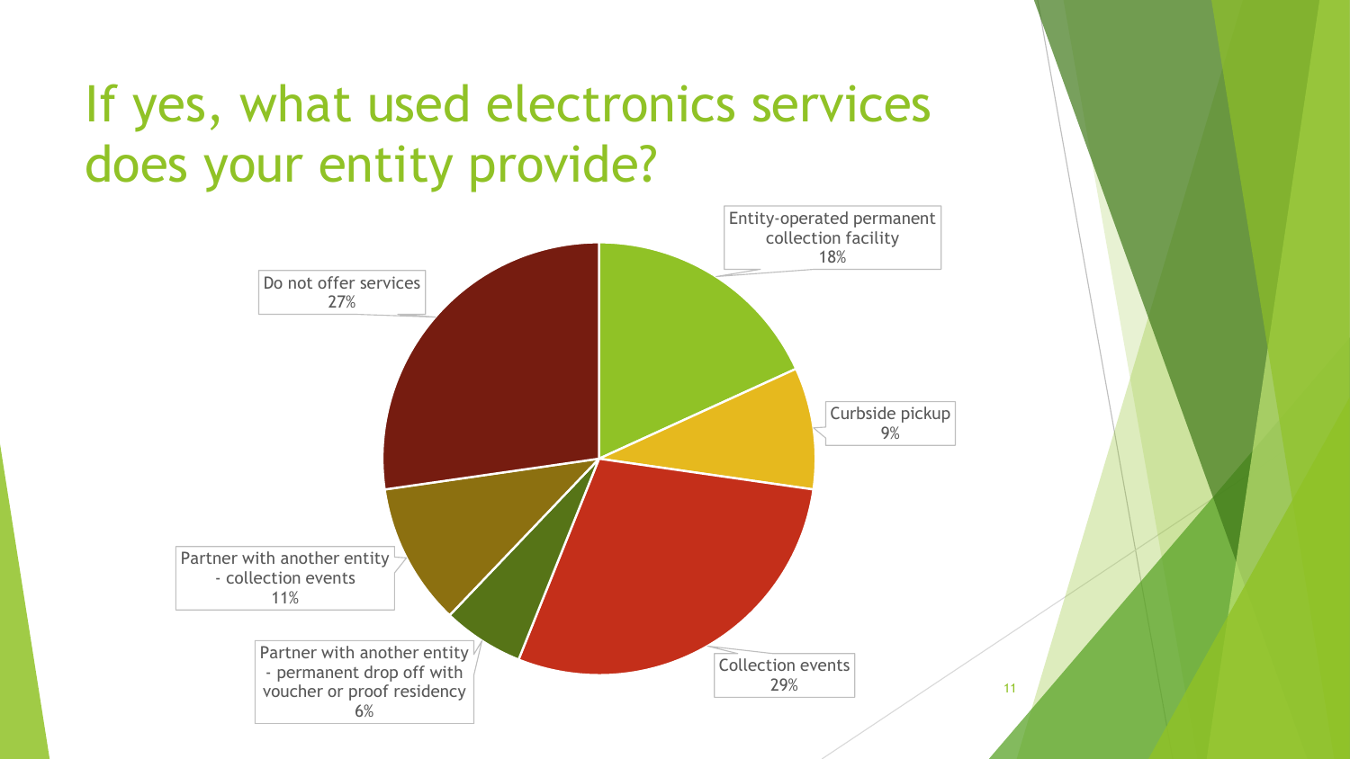# If yes, what used electronics services does your entity provide?

- Entity-operated permanent collection facility: 18%
- Curbside pickup: 9%
- Collection events: 29%
- Partner with another entity - permanent drop off with voucher or proof residency: 6%
- Partner with another entity - collection events: 11%
- Do not offer services: 27%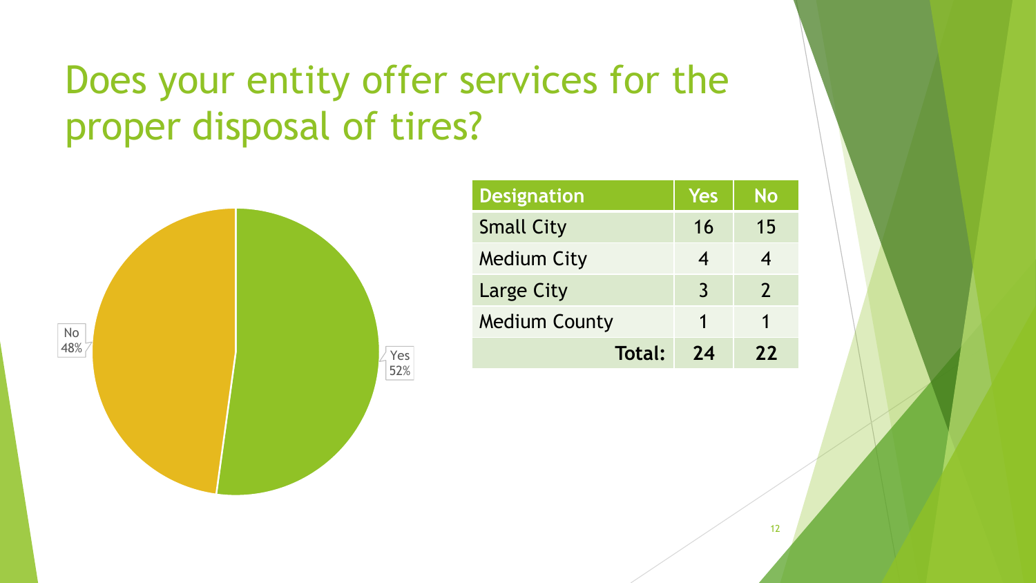# Does your entity offer services for the proper disposal of tires?

No 48%

Yes 52%

| Designation | Yes | No |
| --- | --- | --- |
| Small City | 16 | 15 |
| Medium City | 4 | 4 |
| Large City | 3 | 2 |
| Medium County | 1 | 1 |
| **Total:** | **24** | **22** |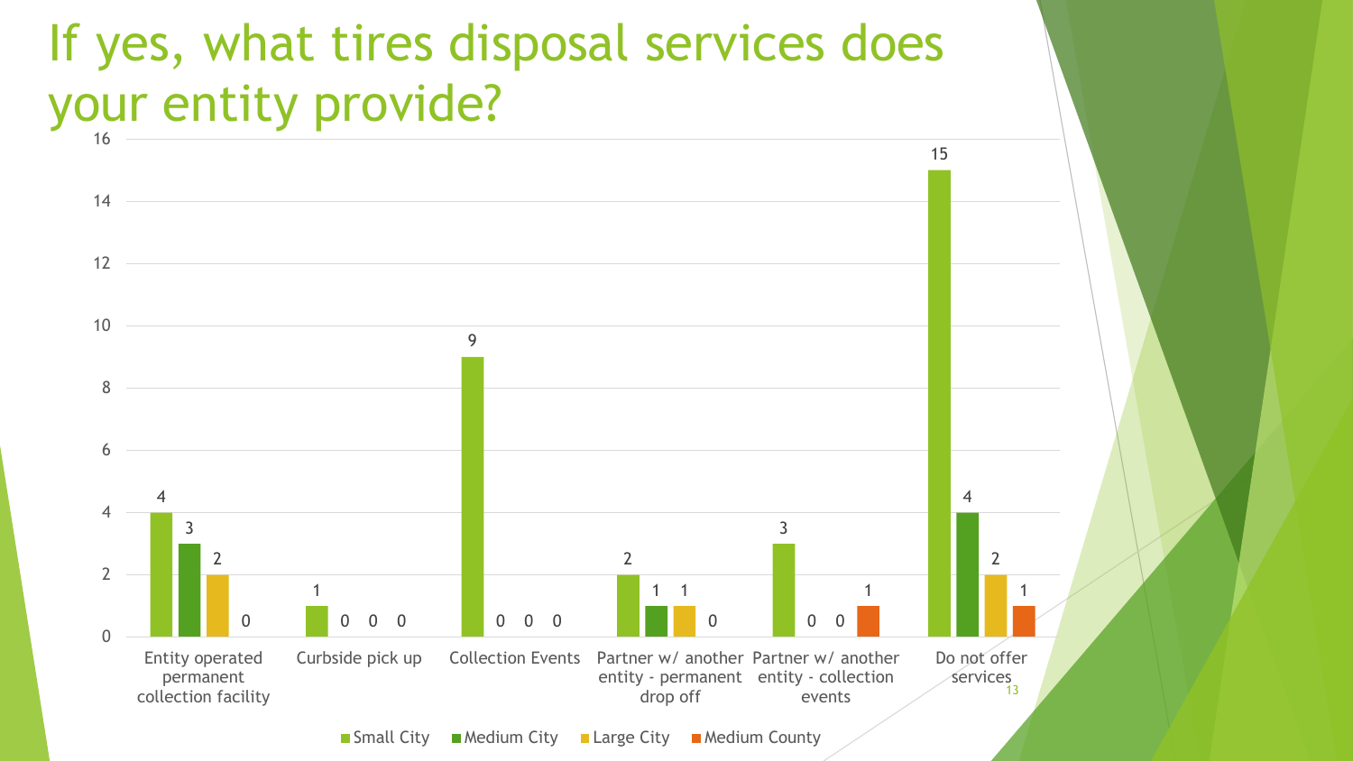# If yes, what tires disposal services does your entity provide?

| | Small City | Medium City | Large City | Medium County |
|---|---|---|---|---|
| Entity operated permanent collection facility | 4 | 3 | 2 | 0 |
| Curbside pick up | 1 | 0 | 0 | 0 |
| Collection Events | 9 | 0 | 0 | 0 |
| Partner w/ another entity - permanent drop off | 2 | 1 | 1 | 0 |
| Partner w/ another entity - collection events | 3 | 0 | 0 | 1 |
| Do not offer services | 15 | 4 | 2 | 1 |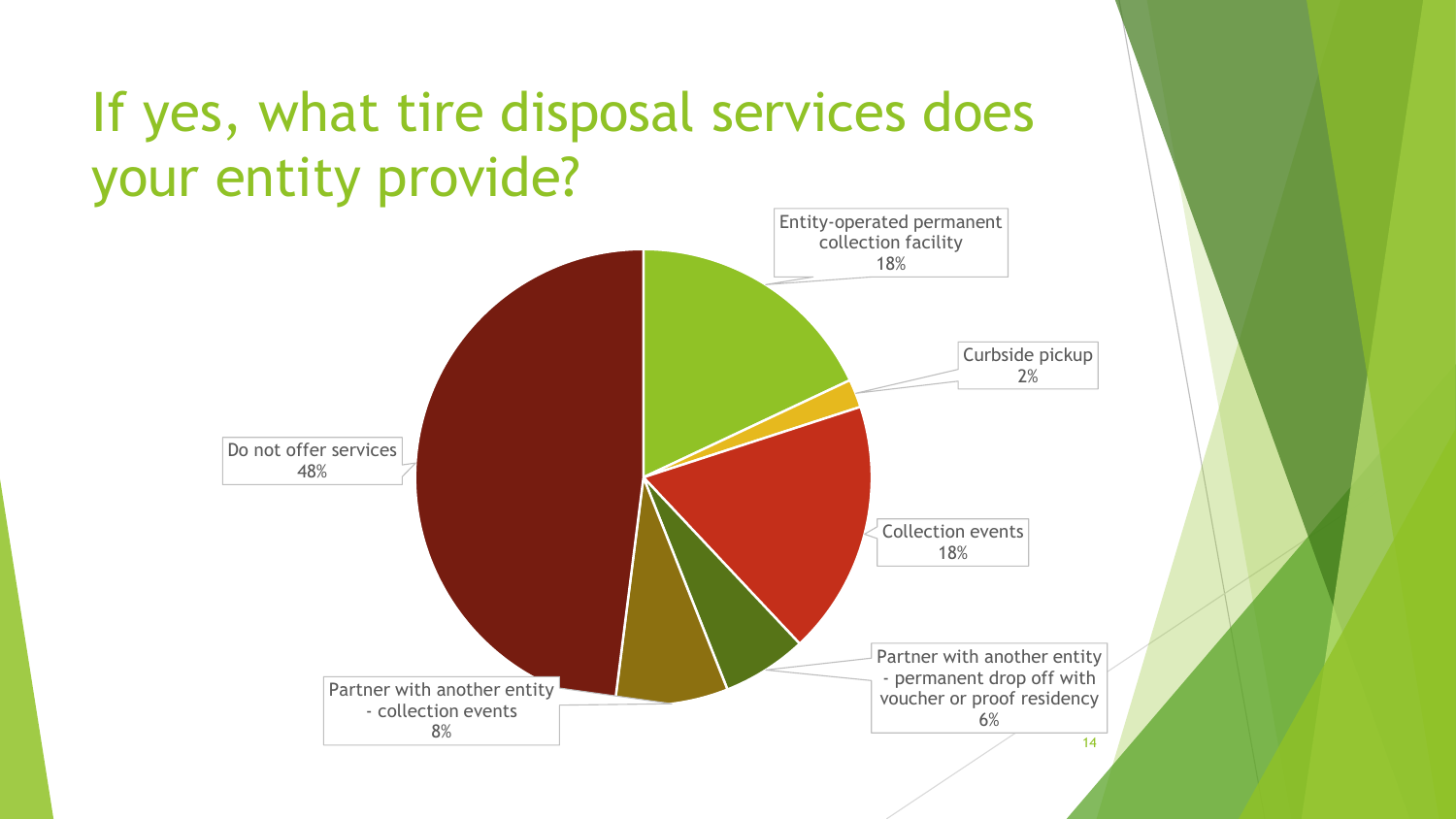# If yes, what tire disposal services does your entity provide?

| Service | Percentage |
| --- | --- |
| Entity-operated permanent collection facility | 18% |
| Curbside pickup | 2% |
| Collection events | 18% |
| Partner with another entity - permanent drop off with voucher or proof residency | 6% |
| Partner with another entity - collection events | 8% |
| Do not offer services | 48% |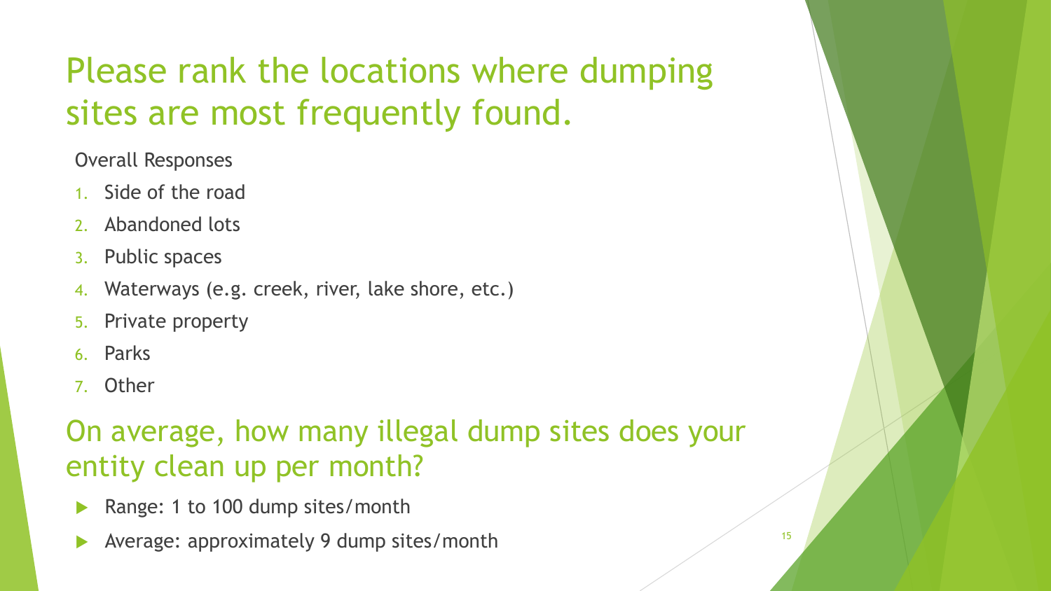# Please rank the locations where dumping sites are most frequently found.

Overall Responses

1. Side of the road
2. Abandoned lots
3. Public spaces
4. Waterways (e.g. creek, river, lake shore, etc.)
5. Private property
6. Parks
7. Other

# On average, how many illegal dump sites does your entity clean up per month?

- Range: 1 to 100 dump sites/month
- Average: approximately 9 dump sites/month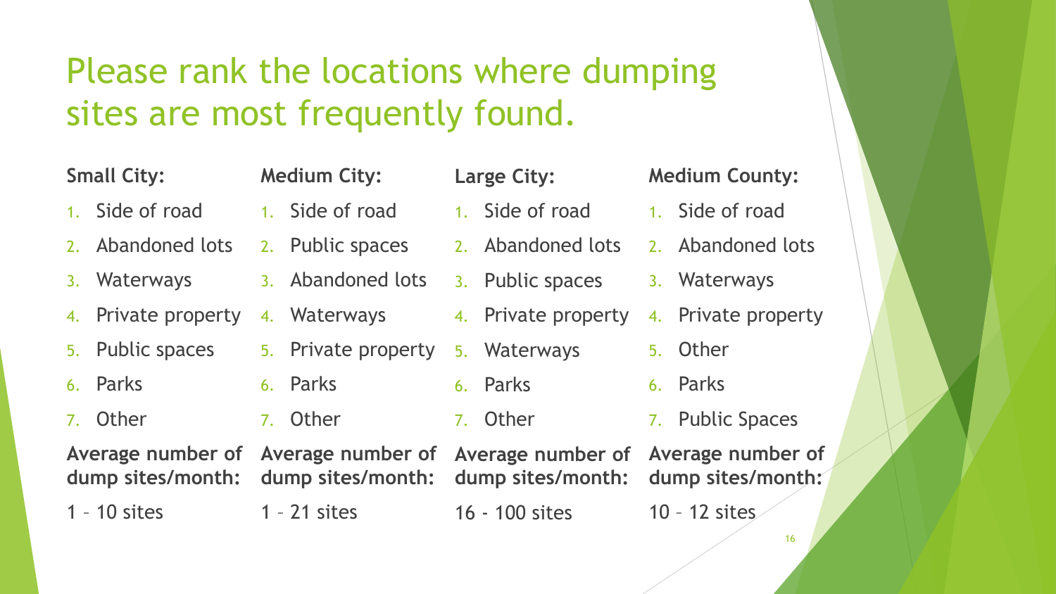# Please rank the locations where dumping sites are most frequently found.

**Small City:**

1. Side of road
2. Abandoned lots
3. Waterways
4. Private property
5. Public spaces
6. Parks
7. Other

**Average number of dump sites/month:**

1 – 10 sites

**Medium City:**

1. Side of road
2. Public spaces
3. Abandoned lots
4. Waterways
5. Private property
6. Parks
7. Other

**Average number of dump sites/month:**

1 – 21 sites

**Large City:**

1. Side of road
2. Abandoned lots
3. Public spaces
4. Private property
5. Waterways
6. Parks
7. Other

**Average number of dump sites/month:**

16 - 100 sites

**Medium County:**

1. Side of road
2. Abandoned lots
3. Waterways
4. Private property
5. Other
6. Parks
7. Public Spaces

**Average number of dump sites/month:**

10 – 12 sites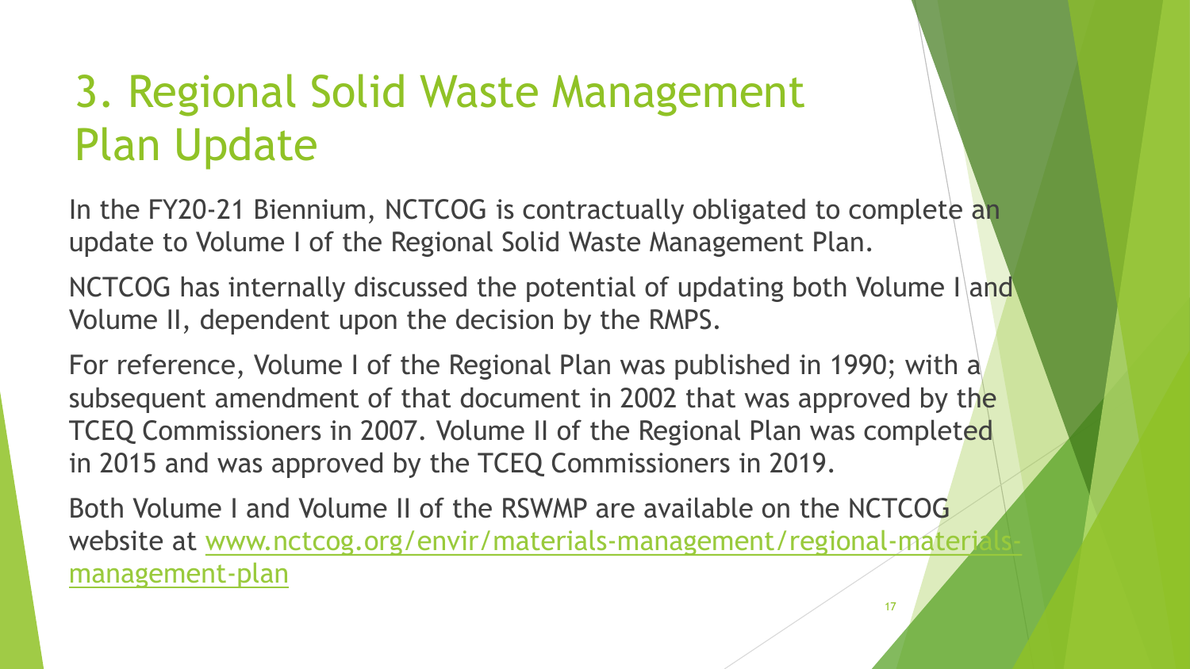# 3. Regional Solid Waste Management Plan Update

In the FY20-21 Biennium, NCTCOG is contractually obligated to complete an update to Volume I of the Regional Solid Waste Management Plan.

NCTCOG has internally discussed the potential of updating both Volume I and Volume II, dependent upon the decision by the RMPS.

For reference, Volume I of the Regional Plan was published in 1990; with a subsequent amendment of that document in 2002 that was approved by the TCEQ Commissioners in 2007. Volume II of the Regional Plan was completed in 2015 and was approved by the TCEQ Commissioners in 2019.

Both Volume I and Volume II of the RSWMP are available on the NCTCOG website at [www.nctcog.org/envir/materials-management/regional-materials-management-plan](http://www.nctcog.org/envir/materials-management/regional-materials-management-plan)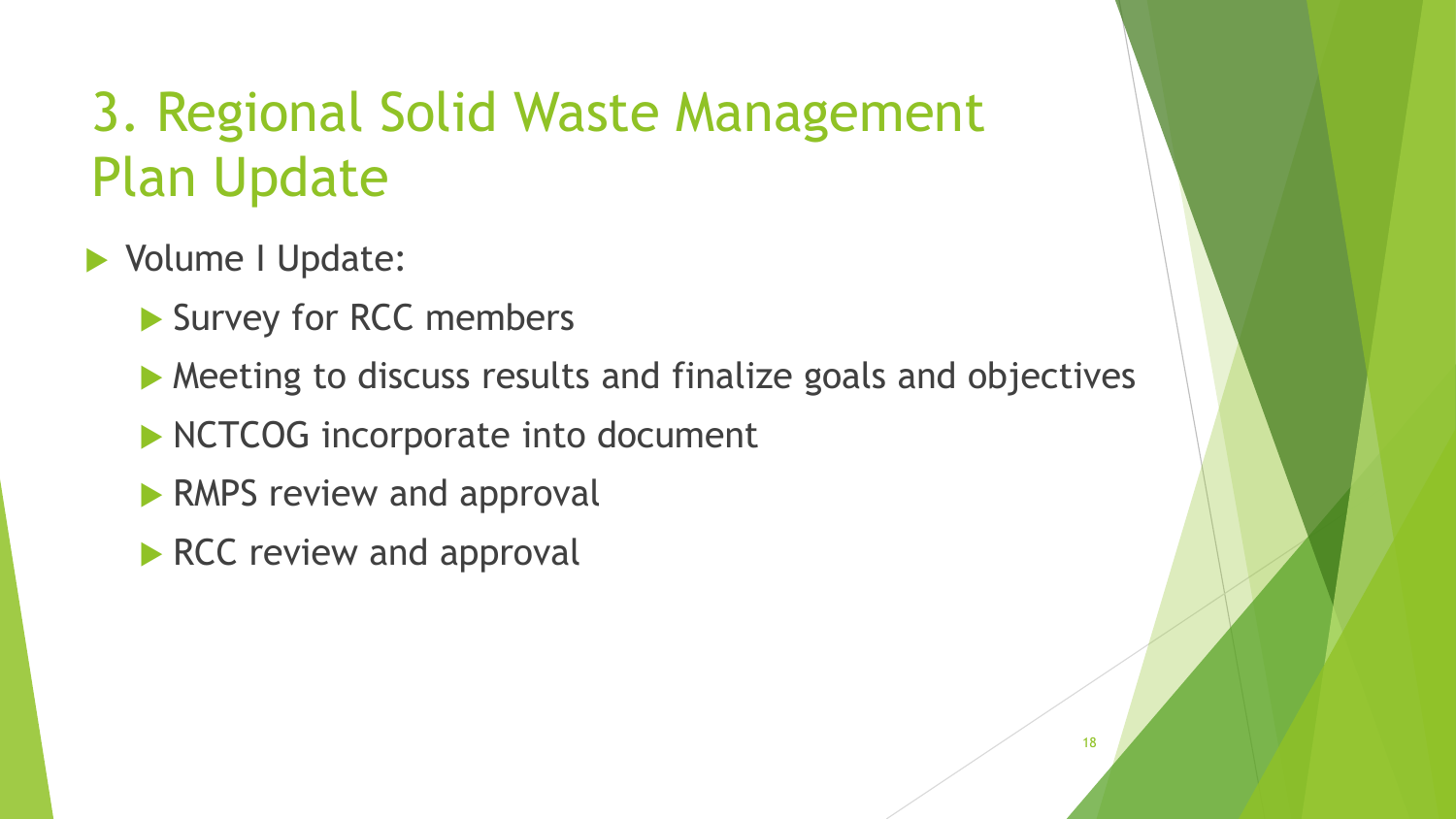# 3. Regional Solid Waste Management Plan Update

- Volume I Update:
  - Survey for RCC members
  - Meeting to discuss results and finalize goals and objectives
  - NCTCOG incorporate into document
  - RMPS review and approval
  - RCC review and approval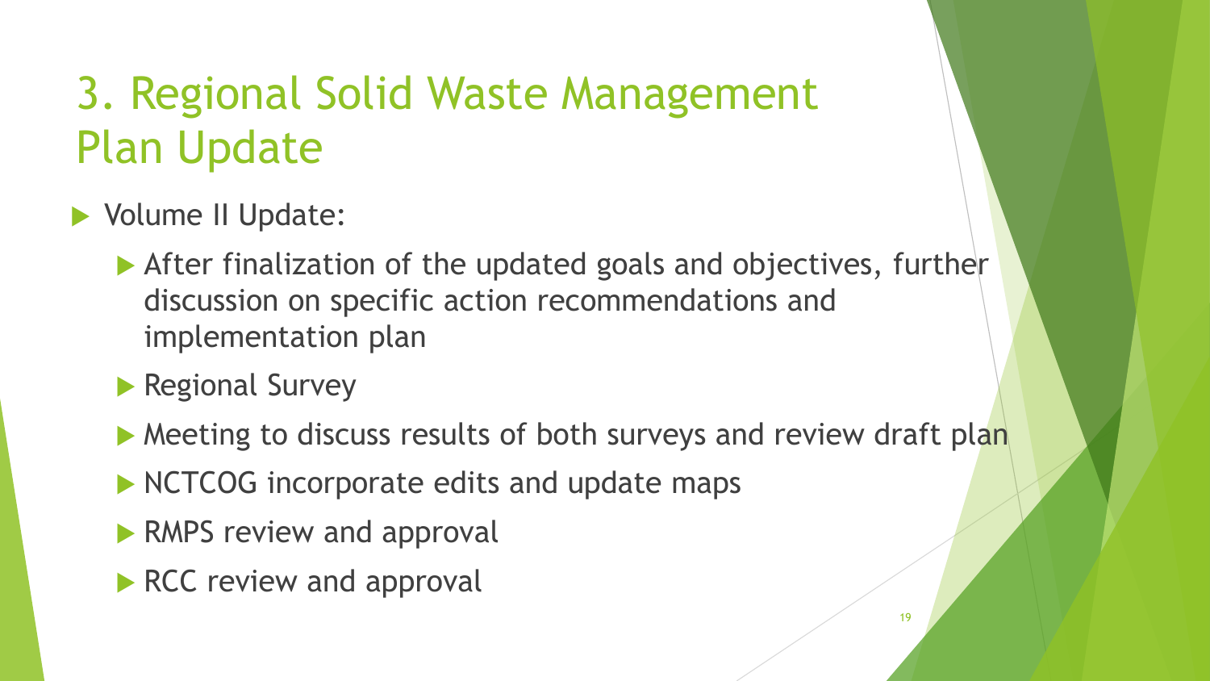# 3. Regional Solid Waste Management Plan Update

- Volume II Update:
  - After finalization of the updated goals and objectives, further discussion on specific action recommendations and implementation plan
  - Regional Survey
  - Meeting to discuss results of both surveys and review draft plan
  - NCTCOG incorporate edits and update maps
  - RMPS review and approval
  - RCC review and approval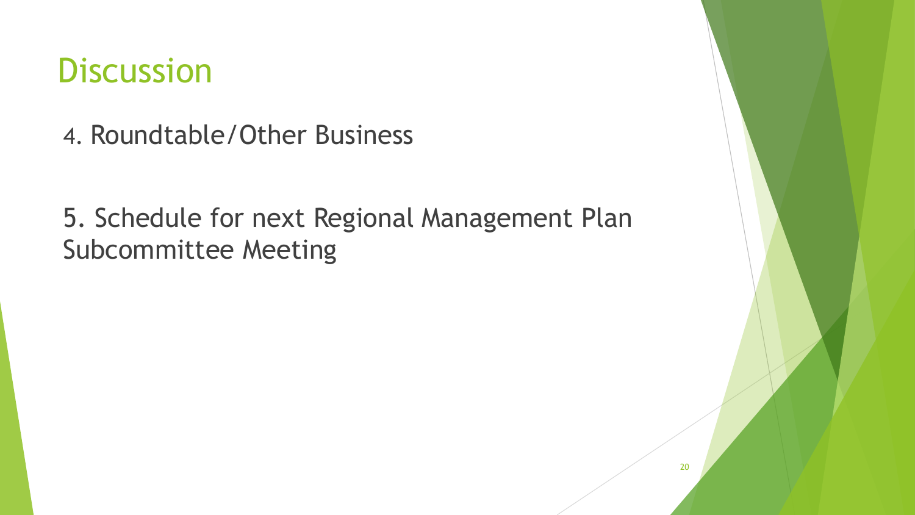# Discussion

4. Roundtable/Other Business

5. Schedule for next Regional Management Plan Subcommittee Meeting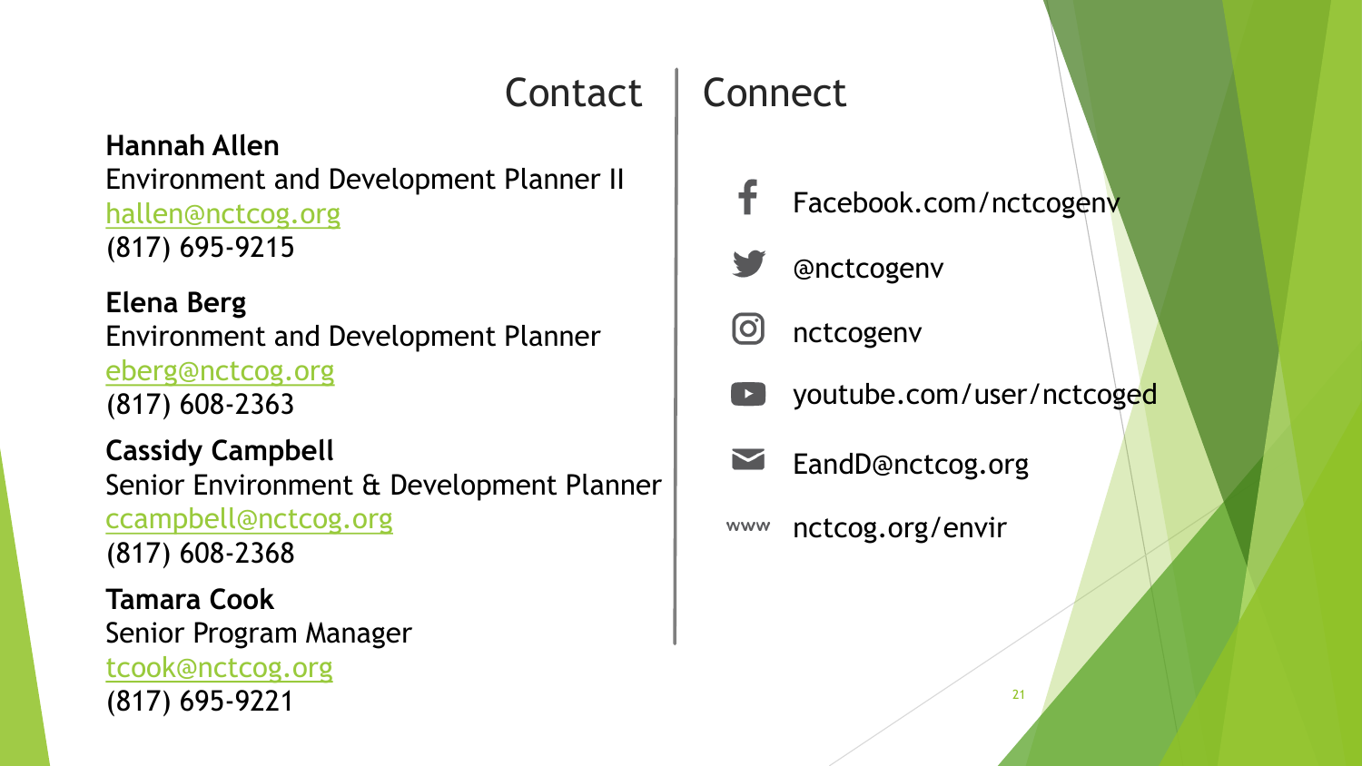## Contact

**Hannah Allen**
Environment and Development Planner II
hallen@nctcog.org
(817) 695-9215

**Elena Berg**
Environment and Development Planner
eberg@nctcog.org
(817) 608-2363

**Cassidy Campbell**
Senior Environment & Development Planner
ccampbell@nctcog.org
(817) 608-2368

**Tamara Cook**
Senior Program Manager
tcook@nctcog.org
(817) 695-9221

## Connect

- Facebook.com/nctcogenv
- @nctcogenv
- nctcogenv
- youtube.com/user/nctcoged
- EandD@nctcog.org
- www nctcog.org/envir